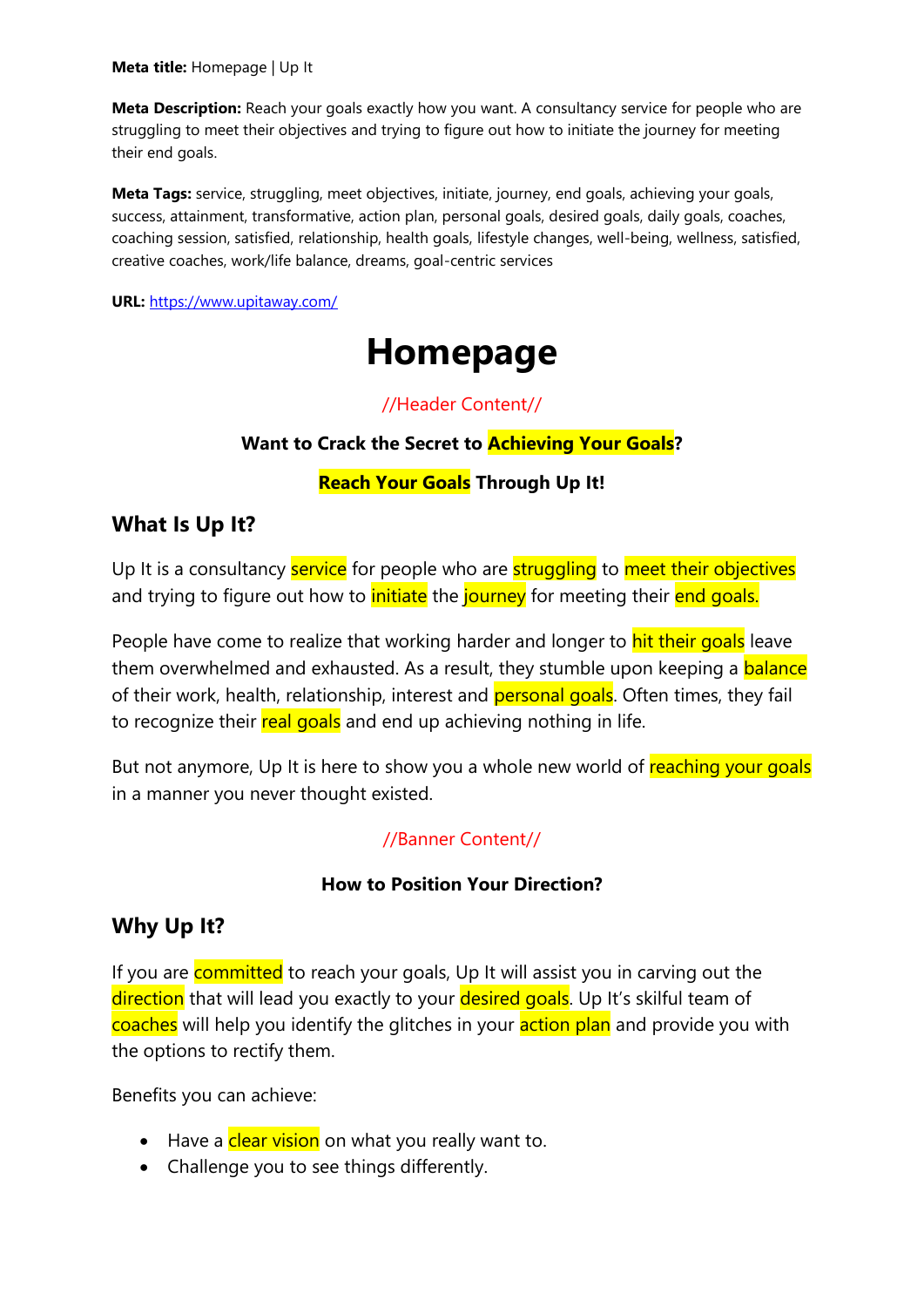**Meta title:** Homepage | Up It

**Meta Description:** Reach your goals exactly how you want. A consultancy service for people who are struggling to meet their objectives and trying to figure out how to initiate the journey for meeting their end goals.

**Meta Tags:** service, struggling, meet objectives, initiate, journey, end goals, achieving your goals, success, attainment, transformative, action plan, personal goals, desired goals, daily goals, coaches, coaching session, satisfied, relationship, health goals, lifestyle changes, well-being, wellness, satisfied, creative coaches, work/life balance, dreams, goal-centric services

**URL:** https://www.upitaway.com/

# Homepage

//Header Content//

**Want to Crack the Secret to Achieving Your Goals?**

**Reach Your Goals Through Up It!**

## What Is Up It?

Up It is a consultancy service for people who are struggling to meet their objectives and trying to figure out how to initiate the journey for meeting their end goals.

People have come to realize that working harder and longer to hit their goals leave them overwhelmed and exhausted. As a result, they stumble upon keeping a balance of their work, health, relationship, interest and personal goals. Often times, they fail to recognize their real goals and end up achieving nothing in life.

But not anymore, Up It is here to show you a whole new world of reaching your goals in a manner you never thought existed.

//Banner Content//

**How to Position Your Direction?**

## Why Up It?

If you are committed to reach your goals, Up It will assist you in carving out the direction that will lead you exactly to your desired goals. Up It's skilful team of coaches will help you identify the glitches in your action plan and provide you with the options to rectify them.

Benefits you can achieve:

- Have a clear vision on what you really want to.
- Challenge you to see things differently.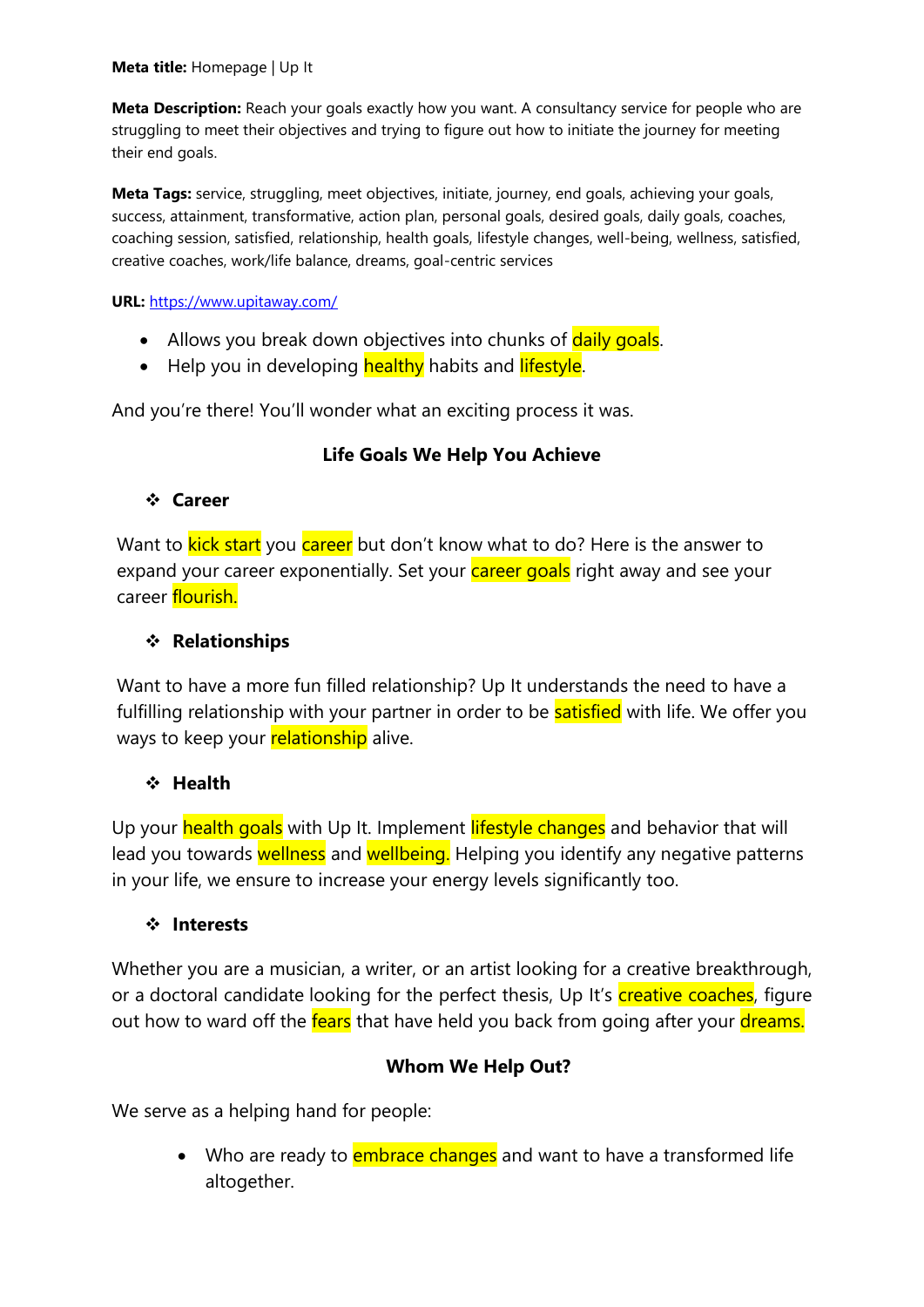**Meta title:** Homepage | Up It

**Meta Description:** Reach your goals exactly how you want. A consultancy service for people who are struggling to meet their objectives and trying to figure out how to initiate the journey for meeting their end goals.

**Meta Tags:** service, struggling, meet objectives, initiate, journey, end goals, achieving your goals, success, attainment, transformative, action plan, personal goals, desired goals, daily goals, coaches, coaching session, satisfied, relationship, health goals, lifestyle changes, well-being, wellness, satisfied, creative coaches, work/life balance, dreams, goal-centric services

**URL:** https://www.upitaway.com/

- Allows you break down objectives into chunks of daily goals.
- Help you in developing healthy habits and lifestyle.

And you're there! You'll wonder what an exciting process it was.

## Life Goals We Help You Achieve

### Career

Want to kick start you career but don't know what to do? Here is the answer to expand your career exponentially. Set your career goals right away and see your career flourish.

### Relationships

Want to have a more fun filled relationship? Up It understands the need to have a fulfilling relationship with your partner in order to be satisfied with life. We offer you ways to keep your relationship alive.

### Health

Up your health goals with Up It. Implement lifestyle changes and behavior that will lead you towards wellness and wellbeing. Helping you identify any negative patterns in your life, we ensure to increase your energy levels significantly too.

### Interests

Whether you are a musician, a writer, or an artist looking for a creative breakthrough, or a doctoral candidate looking for the perfect thesis, Up It's creative coaches, figure out how to ward off the fears that have held you back from going after your dreams.

## Whom We Help Out?

We serve as a helping hand for people:

- Who are ready to embrace changes and want to have a transformed life altogether.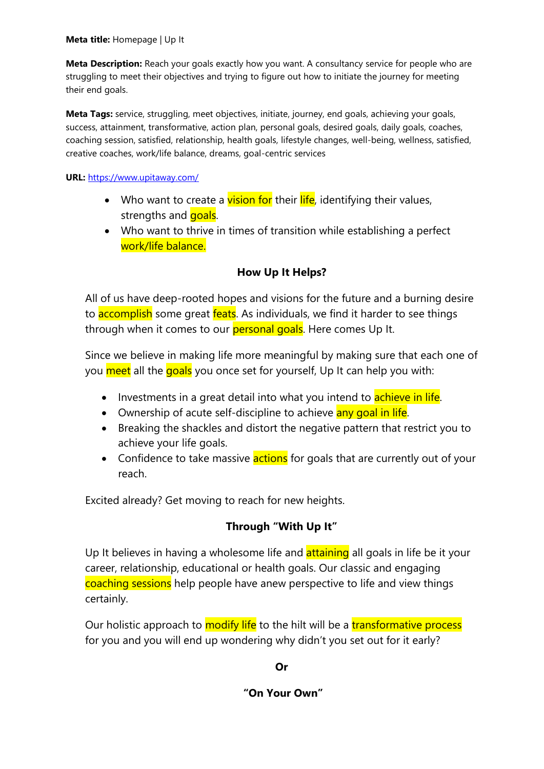**Meta title:** Homepage | Up It

**Meta Description:** Reach your goals exactly how you want. A consultancy service for people who are struggling to meet their objectives and trying to figure out how to initiate the journey for meeting their end goals.

**Meta Tags:** service, struggling, meet objectives, initiate, journey, end goals, achieving your goals, success, attainment, transformative, action plan, personal goals, desired goals, daily goals, coaches, coaching session, satisfied, relationship, health goals, lifestyle changes, well-being, wellness, satisfied, creative coaches, work/life balance, dreams, goal-centric services

**URL:** https://www.upitaway.com/

- Who want to create a vision for their life, identifying their values, strengths and goals.
- Who want to thrive in times of transition while establishing a perfect work/life balance.

**How Up It Helps?**

All of us have deep-rooted hopes and visions for the future and a burning desire to accomplish some great feats. As individuals, we find it harder to see things through when it comes to our personal goals. Here comes Up It.

Since we believe in making life more meaningful by making sure that each one of you meet all the goals you once set for yourself, Up It can help you with:

- Investments in a great detail into what you intend to achieve in life.
- Ownership of acute self-discipline to achieve any goal in life.
- Breaking the shackles and distort the negative pattern that restrict you to achieve your life goals.
- Confidence to take massive actions for goals that are currently out of your reach.

Excited already? Get moving to reach for new heights.

**Through "With Up It"**

Up It believes in having a wholesome life and attaining all goals in life be it your career, relationship, educational or health goals. Our classic and engaging coaching sessions help people have anew perspective to life and view things certainly.

Our holistic approach to modify life to the hilt will be a transformative process for you and you will end up wondering why didn't you set out for it early?

**Or**

**"On Your Own"**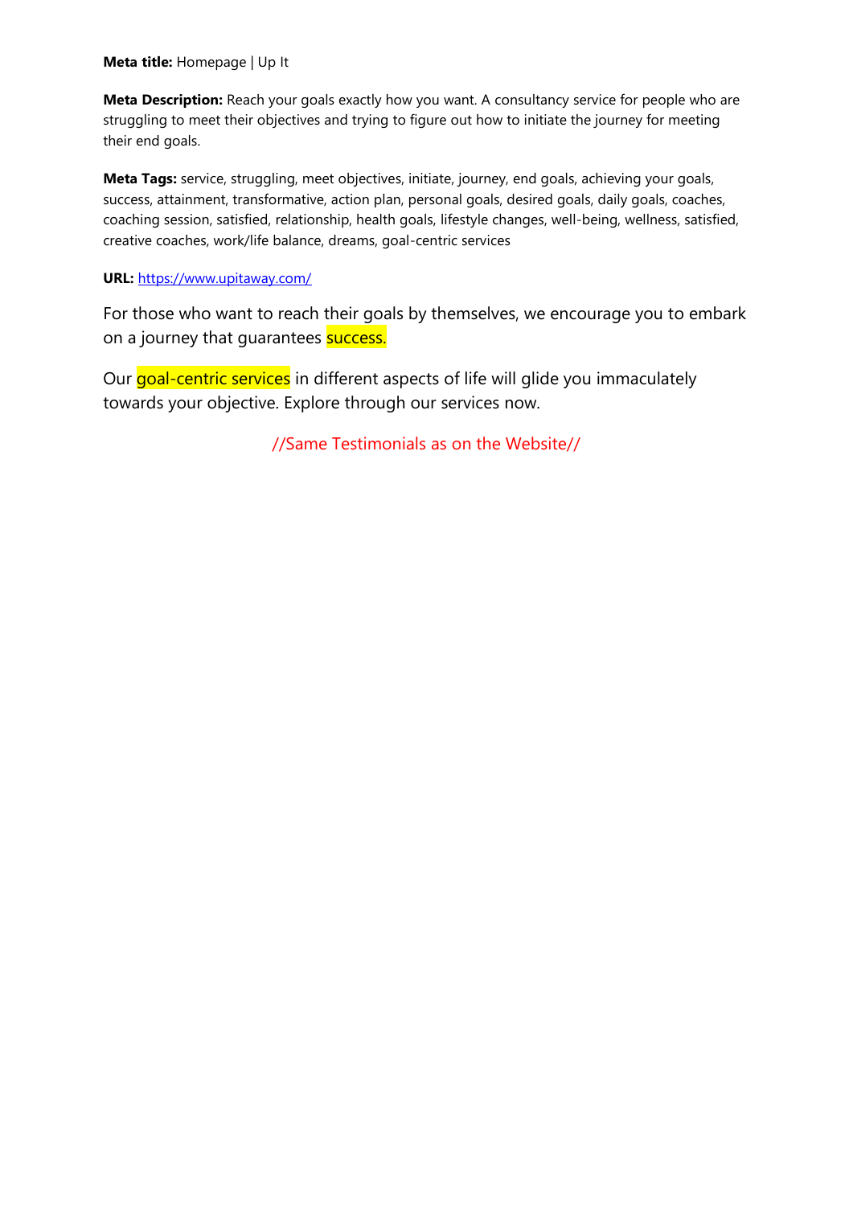**Meta title:** Homepage | Up It

**Meta Description:** Reach your goals exactly how you want. A consultancy service for people who are struggling to meet their objectives and trying to figure out how to initiate the journey for meeting their end goals.

**Meta Tags:** service, struggling, meet objectives, initiate, journey, end goals, achieving your goals, success, attainment, transformative, action plan, personal goals, desired goals, daily goals, coaches, coaching session, satisfied, relationship, health goals, lifestyle changes, well-being, wellness, satisfied, creative coaches, work/life balance, dreams, goal-centric services

**URL:** [https://www.upitaway.com/](https://www.upitaway.com/)

For those who want to reach their goals by themselves, we encourage you to embark on a journey that guarantees success.

Our goal-centric services in different aspects of life will glide you immaculately towards your objective. Explore through our services now.

//Same Testimonials as on the Website//